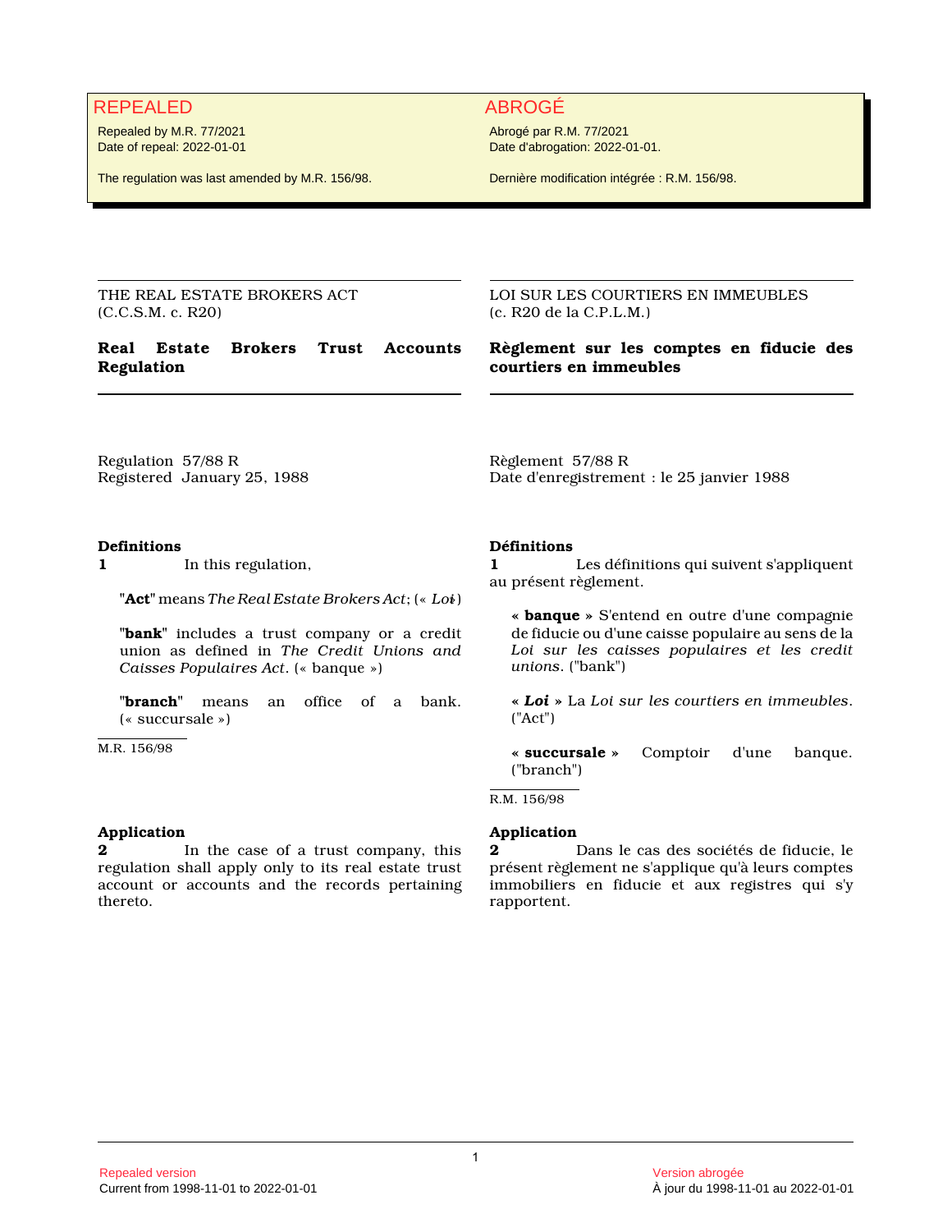**REPEALED**

Repealed by M.R. 77/2021
Date of repeal: 2022-01-01

The regulation was last amended by M.R. 156/98.

**ABROGÉ**

Abrogé par R.M. 77/2021
Date d'abrogation: 2022-01-01.

Dernière modification intégrée : R.M. 156/98.

THE REAL ESTATE BROKERS ACT
(C.C.S.M. c. R20)

# Real Estate Brokers Trust Accounts Regulation

Regulation 57/88 R
Registered January 25, 1988

### Definitions

**1** In this regulation,

"**Act**" means *The Real Estate Brokers Act*; (« *Loi* »)

"**bank**" includes a trust company or a credit union as defined in *The Credit Unions and Caisses Populaires Act*. (« banque »)

"**branch**" means an office of a bank. (« succursale »)

M.R. 156/98

### Application

**2** In the case of a trust company, this regulation shall apply only to its real estate trust account or accounts and the records pertaining thereto.

---

LOI SUR LES COURTIERS EN IMMEUBLES
(c. R20 de la C.P.L.M.)

# Règlement sur les comptes en fiducie des courtiers en immeubles

Règlement 57/88 R
Date d'enregistrement : le 25 janvier 1988

### Définitions

**1** Les définitions qui suivent s'appliquent au présent règlement.

« **banque** » S'entend en outre d'une compagnie de fiducie ou d'une caisse populaire au sens de la *Loi sur les caisses populaires et les credit unions*. ("bank")

« ***Loi*** » La *Loi sur les courtiers en immeubles*. ("Act")

« **succursale** » Comptoir d'une banque. ("branch")

R.M. 156/98

### Application

**2** Dans le cas des sociétés de fiducie, le présent règlement ne s'applique qu'à leurs comptes immobiliers en fiducie et aux registres qui s'y rapportent.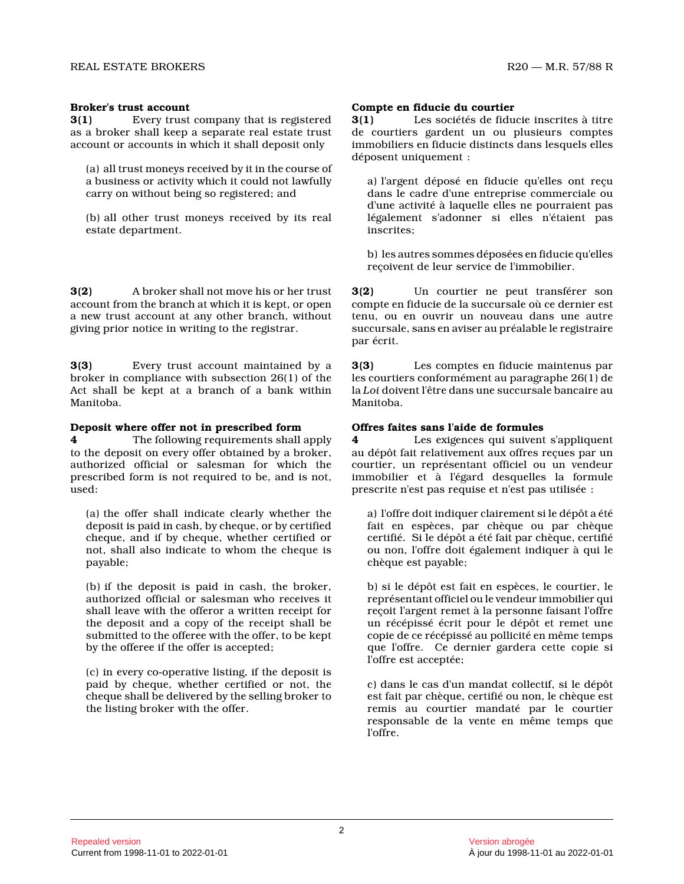**Broker's trust account**

**3(1)** Every trust company that is registered as a broker shall keep a separate real estate trust account or accounts in which it shall deposit only

(a) all trust moneys received by it in the course of a business or activity which it could not lawfully carry on without being so registered; and

(b) all other trust moneys received by its real estate department.

**3(2)** A broker shall not move his or her trust account from the branch at which it is kept, or open a new trust account at any other branch, without giving prior notice in writing to the registrar.

**3(3)** Every trust account maintained by a broker in compliance with subsection 26(1) of the Act shall be kept at a branch of a bank within Manitoba.

**Deposit where offer not in prescribed form**

**4** The following requirements shall apply to the deposit on every offer obtained by a broker, authorized official or salesman for which the prescribed form is not required to be, and is not, used:

(a) the offer shall indicate clearly whether the deposit is paid in cash, by cheque, or by certified cheque, and if by cheque, whether certified or not, shall also indicate to whom the cheque is payable;

(b) if the deposit is paid in cash, the broker, authorized official or salesman who receives it shall leave with the offeror a written receipt for the deposit and a copy of the receipt shall be submitted to the offeree with the offer, to be kept by the offeree if the offer is accepted;

(c) in every co-operative listing, if the deposit is paid by cheque, whether certified or not, the cheque shall be delivered by the selling broker to the listing broker with the offer.

**Compte en fiducie du courtier**

**3(1)** Les sociétés de fiducie inscrites à titre de courtiers gardent un ou plusieurs comptes immobiliers en fiducie distincts dans lesquels elles déposent uniquement :

a) l'argent déposé en fiducie qu'elles ont reçu dans le cadre d'une entreprise commerciale ou d'une activité à laquelle elles ne pourraient pas légalement s'adonner si elles n'étaient pas inscrites;

b) les autres sommes déposées en fiducie qu'elles reçoivent de leur service de l'immobilier.

**3(2)** Un courtier ne peut transférer son compte en fiducie de la succursale où ce dernier est tenu, ou en ouvrir un nouveau dans une autre succursale, sans en aviser au préalable le registraire par écrit.

**3(3)** Les comptes en fiducie maintenus par les courtiers conformément au paragraphe 26(1) de la *Loi* doivent l'être dans une succursale bancaire au Manitoba.

**Offres faites sans l'aide de formules**

**4** Les exigences qui suivent s'appliquent au dépôt fait relativement aux offres reçues par un courtier, un représentant officiel ou un vendeur immobilier et à l'égard desquelles la formule prescrite n'est pas requise et n'est pas utilisée :

a) l'offre doit indiquer clairement si le dépôt a été fait en espèces, par chèque ou par chèque certifié. Si le dépôt a été fait par chèque, certifié ou non, l'offre doit également indiquer à qui le chèque est payable;

b) si le dépôt est fait en espèces, le courtier, le représentant officiel ou le vendeur immobilier qui reçoit l'argent remet à la personne faisant l'offre un récépissé écrit pour le dépôt et remet une copie de ce récépissé au pollicité en même temps que l'offre. Ce dernier gardera cette copie si l'offre est acceptée;

c) dans le cas d'un mandat collectif, si le dépôt est fait par chèque, certifié ou non, le chèque est remis au courtier mandaté par le courtier responsable de la vente en même temps que l'offre.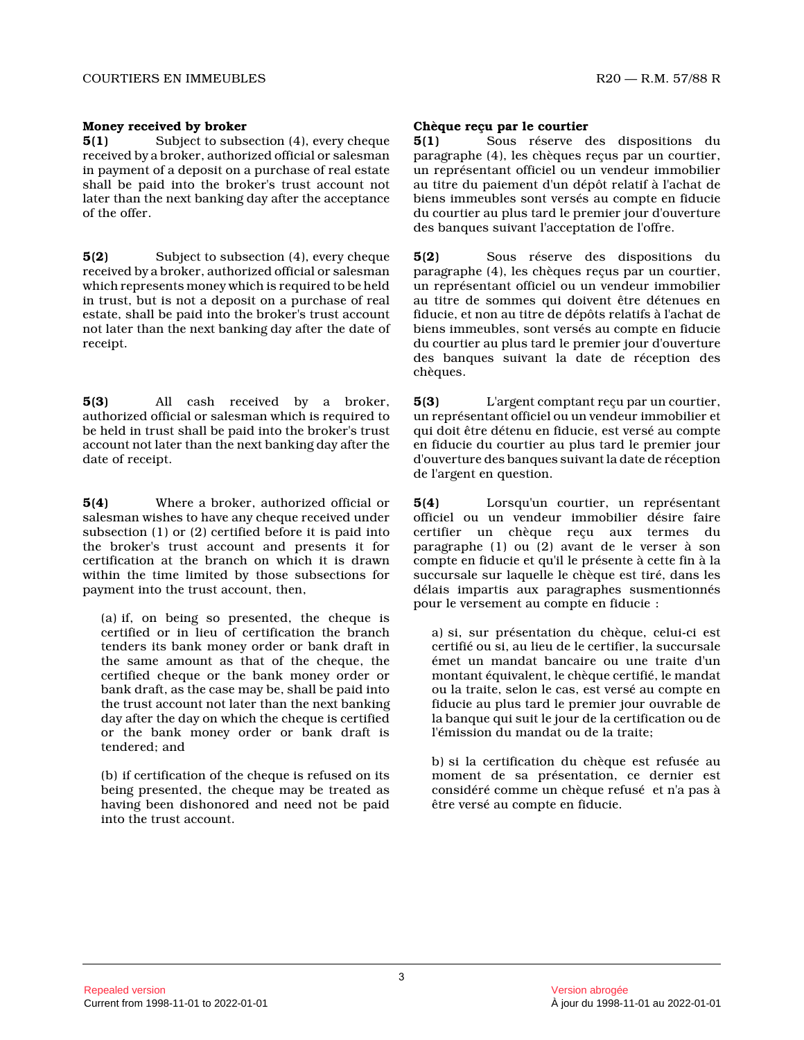**Money received by broker**

**5(1)** Subject to subsection (4), every cheque received by a broker, authorized official or salesman in payment of a deposit on a purchase of real estate shall be paid into the broker's trust account not later than the next banking day after the acceptance of the offer.

**5(2)** Subject to subsection (4), every cheque received by a broker, authorized official or salesman which represents money which is required to be held in trust, but is not a deposit on a purchase of real estate, shall be paid into the broker's trust account not later than the next banking day after the date of receipt.

**5(3)** All cash received by a broker, authorized official or salesman which is required to be held in trust shall be paid into the broker's trust account not later than the next banking day after the date of receipt.

**5(4)** Where a broker, authorized official or salesman wishes to have any cheque received under subsection (1) or (2) certified before it is paid into the broker's trust account and presents it for certification at the branch on which it is drawn within the time limited by those subsections for payment into the trust account, then,

(a) if, on being so presented, the cheque is certified or in lieu of certification the branch tenders its bank money order or bank draft in the same amount as that of the cheque, the certified cheque or the bank money order or bank draft, as the case may be, shall be paid into the trust account not later than the next banking day after the day on which the cheque is certified or the bank money order or bank draft is tendered; and

(b) if certification of the cheque is refused on its being presented, the cheque may be treated as having been dishonored and need not be paid into the trust account.

**Chèque reçu par le courtier**

**5(1)** Sous réserve des dispositions du paragraphe (4), les chèques reçus par un courtier, un représentant officiel ou un vendeur immobilier au titre du paiement d'un dépôt relatif à l'achat de biens immeubles sont versés au compte en fiducie du courtier au plus tard le premier jour d'ouverture des banques suivant l'acceptation de l'offre.

**5(2)** Sous réserve des dispositions du paragraphe (4), les chèques reçus par un courtier, un représentant officiel ou un vendeur immobilier au titre de sommes qui doivent être détenues en fiducie, et non au titre de dépôts relatifs à l'achat de biens immeubles, sont versés au compte en fiducie du courtier au plus tard le premier jour d'ouverture des banques suivant la date de réception des chèques.

**5(3)** L'argent comptant reçu par un courtier, un représentant officiel ou un vendeur immobilier et qui doit être détenu en fiducie, est versé au compte en fiducie du courtier au plus tard le premier jour d'ouverture des banques suivant la date de réception de l'argent en question.

**5(4)** Lorsqu'un courtier, un représentant officiel ou un vendeur immobilier désire faire certifier un chèque reçu aux termes du paragraphe (1) ou (2) avant de le verser à son compte en fiducie et qu'il le présente à cette fin à la succursale sur laquelle le chèque est tiré, dans les délais impartis aux paragraphes susmentionnés pour le versement au compte en fiducie :

a) si, sur présentation du chèque, celui-ci est certifié ou si, au lieu de le certifier, la succursale émet un mandat bancaire ou une traite d'un montant équivalent, le chèque certifié, le mandat ou la traite, selon le cas, est versé au compte en fiducie au plus tard le premier jour ouvrable de la banque qui suit le jour de la certification ou de l'émission du mandat ou de la traite;

b) si la certification du chèque est refusée au moment de sa présentation, ce dernier est considéré comme un chèque refusé et n'a pas à être versé au compte en fiducie.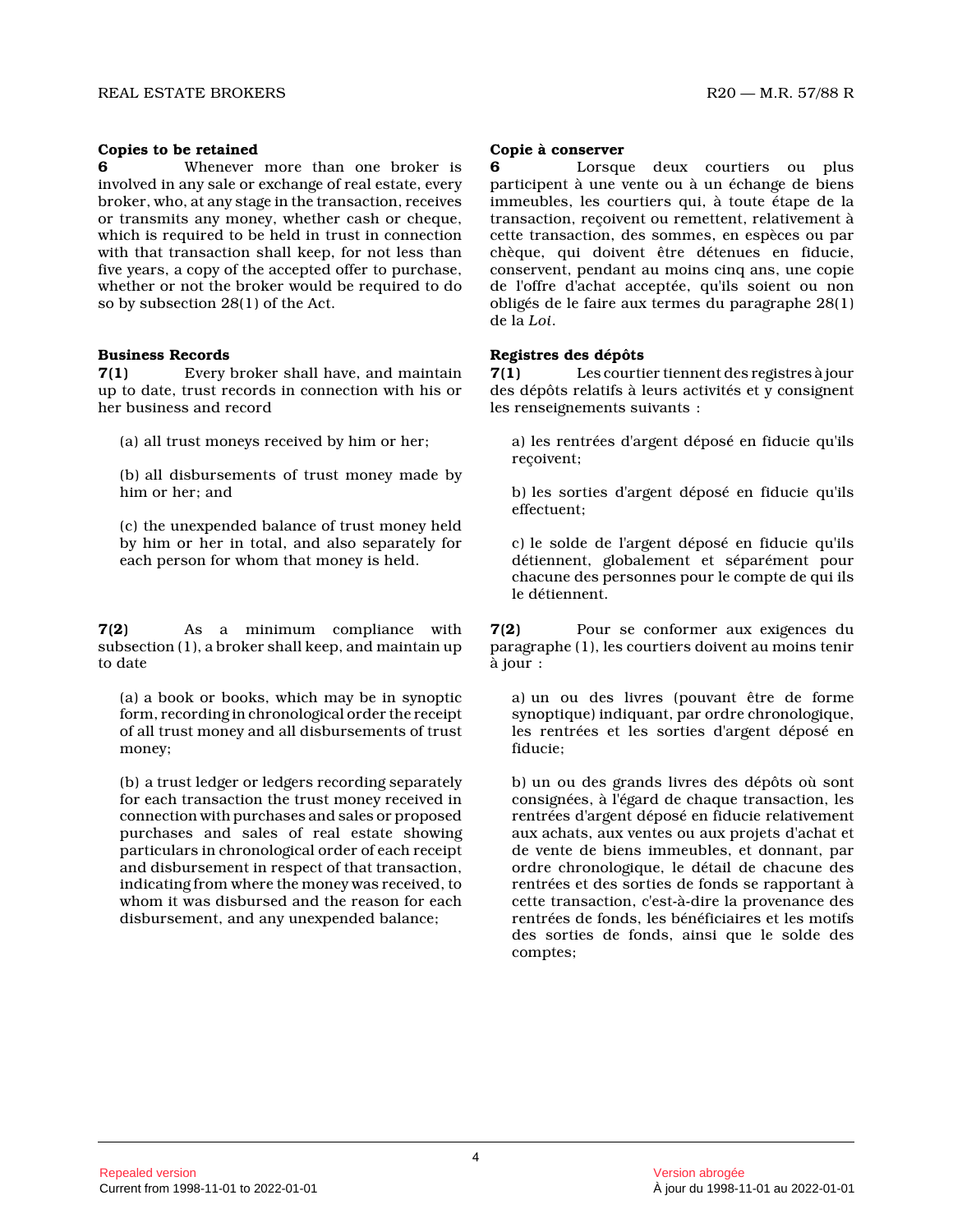### Copies to be retained

**6** Whenever more than one broker is involved in any sale or exchange of real estate, every broker, who, at any stage in the transaction, receives or transmits any money, whether cash or cheque, which is required to be held in trust in connection with that transaction shall keep, for not less than five years, a copy of the accepted offer to purchase, whether or not the broker would be required to do so by subsection 28(1) of the Act.

### Business Records

**7(1)** Every broker shall have, and maintain up to date, trust records in connection with his or her business and record

(a) all trust moneys received by him or her;

(b) all disbursements of trust money made by him or her; and

(c) the unexpended balance of trust money held by him or her in total, and also separately for each person for whom that money is held.

**7(2)** As a minimum compliance with subsection (1), a broker shall keep, and maintain up to date

(a) a book or books, which may be in synoptic form, recording in chronological order the receipt of all trust money and all disbursements of trust money;

(b) a trust ledger or ledgers recording separately for each transaction the trust money received in connection with purchases and sales or proposed purchases and sales of real estate showing particulars in chronological order of each receipt and disbursement in respect of that transaction, indicating from where the money was received, to whom it was disbursed and the reason for each disbursement, and any unexpended balance;

### Copie à conserver

**6** Lorsque deux courtiers ou plus participent à une vente ou à un échange de biens immeubles, les courtiers qui, à toute étape de la transaction, reçoivent ou remettent, relativement à cette transaction, des sommes, en espèces ou par chèque, qui doivent être détenues en fiducie, conservent, pendant au moins cinq ans, une copie de l'offre d'achat acceptée, qu'ils soient ou non obligés de le faire aux termes du paragraphe 28(1) de la *Loi*.

### Registres des dépôts

**7(1)** Les courtier tiennent des registres à jour des dépôts relatifs à leurs activités et y consignent les renseignements suivants :

a) les rentrées d'argent déposé en fiducie qu'ils reçoivent;

b) les sorties d'argent déposé en fiducie qu'ils effectuent;

c) le solde de l'argent déposé en fiducie qu'ils détiennent, globalement et séparément pour chacune des personnes pour le compte de qui ils le détiennent.

**7(2)** Pour se conformer aux exigences du paragraphe (1), les courtiers doivent au moins tenir à jour :

a) un ou des livres (pouvant être de forme synoptique) indiquant, par ordre chronologique, les rentrées et les sorties d'argent déposé en fiducie;

b) un ou des grands livres des dépôts où sont consignées, à l'égard de chaque transaction, les rentrées d'argent déposé en fiducie relativement aux achats, aux ventes ou aux projets d'achat et de vente de biens immeubles, et donnant, par ordre chronologique, le détail de chacune des rentrées et des sorties de fonds se rapportant à cette transaction, c'est-à-dire la provenance des rentrées de fonds, les bénéficiaires et les motifs des sorties de fonds, ainsi que le solde des comptes;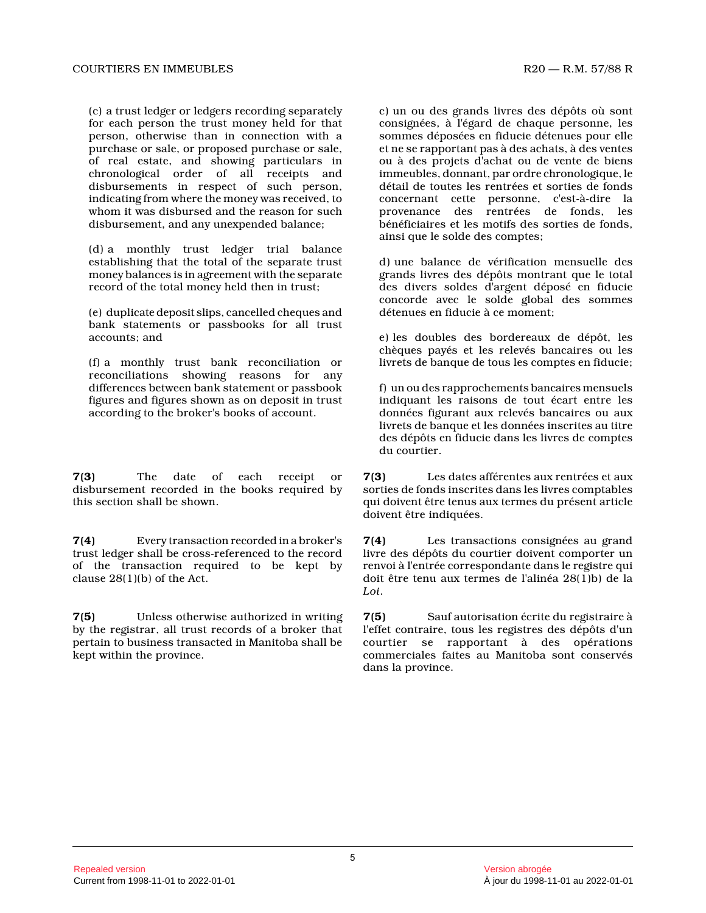(c) a trust ledger or ledgers recording separately for each person the trust money held for that person, otherwise than in connection with a purchase or sale, or proposed purchase or sale, of real estate, and showing particulars in chronological order of all receipts and disbursements in respect of such person, indicating from where the money was received, to whom it was disbursed and the reason for such disbursement, and any unexpended balance;

(d) a monthly trust ledger trial balance establishing that the total of the separate trust money balances is in agreement with the separate record of the total money held then in trust;

(e) duplicate deposit slips, cancelled cheques and bank statements or passbooks for all trust accounts; and

(f) a monthly trust bank reconciliation or reconciliations showing reasons for any differences between bank statement or passbook figures and figures shown as on deposit in trust according to the broker's books of account.

c) un ou des grands livres des dépôts où sont consignées, à l'égard de chaque personne, les sommes déposées en fiducie détenues pour elle et ne se rapportant pas à des achats, à des ventes ou à des projets d'achat ou de vente de biens immeubles, donnant, par ordre chronologique, le détail de toutes les rentrées et sorties de fonds concernant cette personne, c'est-à-dire la provenance des rentrées de fonds, les bénéficiaires et les motifs des sorties de fonds, ainsi que le solde des comptes;

d) une balance de vérification mensuelle des grands livres des dépôts montrant que le total des divers soldes d'argent déposé en fiducie concorde avec le solde global des sommes détenues en fiducie à ce moment;

e) les doubles des bordereaux de dépôt, les chèques payés et les relevés bancaires ou les livrets de banque de tous les comptes en fiducie;

f) un ou des rapprochements bancaires mensuels indiquant les raisons de tout écart entre les données figurant aux relevés bancaires ou aux livrets de banque et les données inscrites au titre des dépôts en fiducie dans les livres de comptes du courtier.

**7(3)** The date of each receipt or disbursement recorded in the books required by this section shall be shown.

**7(3)** Les dates afférentes aux rentrées et aux sorties de fonds inscrites dans les livres comptables qui doivent être tenus aux termes du présent article doivent être indiquées.

**7(4)** Every transaction recorded in a broker's trust ledger shall be cross-referenced to the record of the transaction required to be kept by clause 28(1)(b) of the Act.

**7(4)** Les transactions consignées au grand livre des dépôts du courtier doivent comporter un renvoi à l'entrée correspondante dans le registre qui doit être tenu aux termes de l'alinéa 28(1)b) de la *Loi*.

**7(5)** Unless otherwise authorized in writing by the registrar, all trust records of a broker that pertain to business transacted in Manitoba shall be kept within the province.

**7(5)** Sauf autorisation écrite du registraire à l'effet contraire, tous les registres des dépôts d'un courtier se rapportant à des opérations commerciales faites au Manitoba sont conservés dans la province.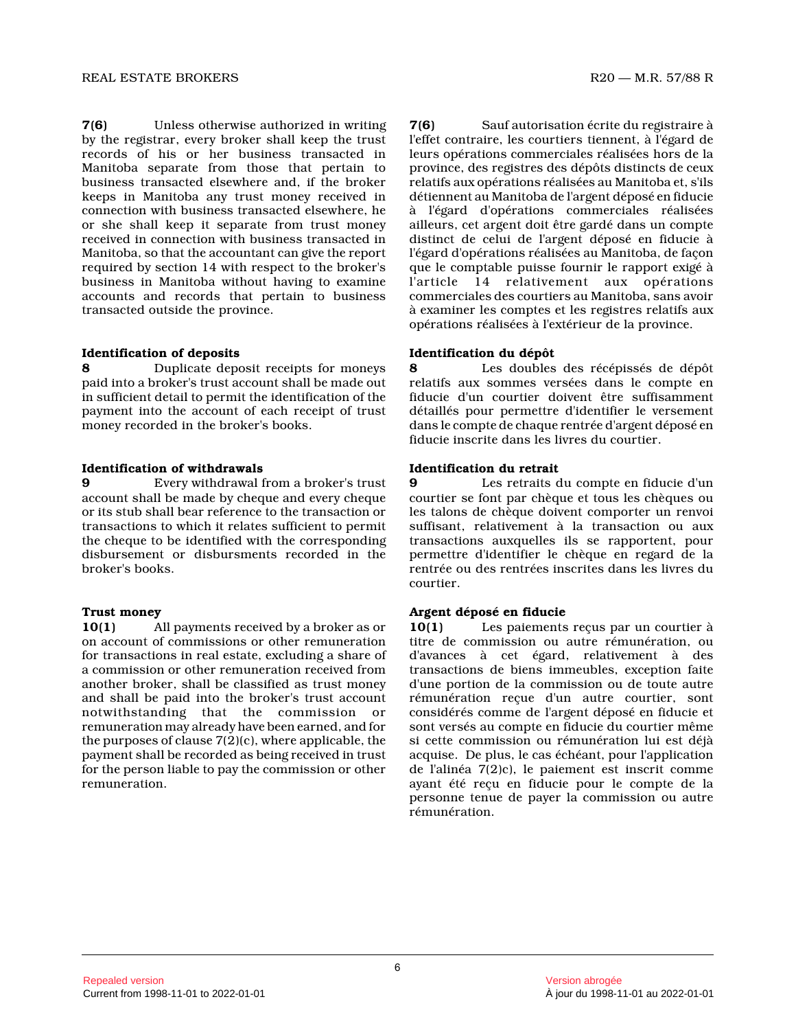**7(6)** Unless otherwise authorized in writing by the registrar, every broker shall keep the trust records of his or her business transacted in Manitoba separate from those that pertain to business transacted elsewhere and, if the broker keeps in Manitoba any trust money received in connection with business transacted elsewhere, he or she shall keep it separate from trust money received in connection with business transacted in Manitoba, so that the accountant can give the report required by section 14 with respect to the broker's business in Manitoba without having to examine accounts and records that pertain to business transacted outside the province.

**Identification of deposits**

**8** Duplicate deposit receipts for moneys paid into a broker's trust account shall be made out in sufficient detail to permit the identification of the payment into the account of each receipt of trust money recorded in the broker's books.

**Identification of withdrawals**

**9** Every withdrawal from a broker's trust account shall be made by cheque and every cheque or its stub shall bear reference to the transaction or transactions to which it relates sufficient to permit the cheque to be identified with the corresponding disbursement or disbursments recorded in the broker's books.

**Trust money**

**10(1)** All payments received by a broker as or on account of commissions or other remuneration for transactions in real estate, excluding a share of a commission or other remuneration received from another broker, shall be classified as trust money and shall be paid into the broker's trust account notwithstanding that the commission or remuneration may already have been earned, and for the purposes of clause 7(2)(c), where applicable, the payment shall be recorded as being received in trust for the person liable to pay the commission or other remuneration.

**7(6)** Sauf autorisation écrite du registraire à l'effet contraire, les courtiers tiennent, à l'égard de leurs opérations commerciales réalisées hors de la province, des registres des dépôts distincts de ceux relatifs aux opérations réalisées au Manitoba et, s'ils détiennent au Manitoba de l'argent déposé en fiducie à l'égard d'opérations commerciales réalisées ailleurs, cet argent doit être gardé dans un compte distinct de celui de l'argent déposé en fiducie à l'égard d'opérations réalisées au Manitoba, de façon que le comptable puisse fournir le rapport exigé à l'article 14 relativement aux opérations commerciales des courtiers au Manitoba, sans avoir à examiner les comptes et les registres relatifs aux opérations réalisées à l'extérieur de la province.

**Identification du dépôt**

**8** Les doubles des récépissés de dépôt relatifs aux sommes versées dans le compte en fiducie d'un courtier doivent être suffisamment détaillés pour permettre d'identifier le versement dans le compte de chaque rentrée d'argent déposé en fiducie inscrite dans les livres du courtier.

**Identification du retrait**

**9** Les retraits du compte en fiducie d'un courtier se font par chèque et tous les chèques ou les talons de chèque doivent comporter un renvoi suffisant, relativement à la transaction ou aux transactions auxquelles ils se rapportent, pour permettre d'identifier le chèque en regard de la rentrée ou des rentrées inscrites dans les livres du courtier.

**Argent déposé en fiducie**

**10(1)** Les paiements reçus par un courtier à titre de commission ou autre rémunération, ou d'avances à cet égard, relativement à des transactions de biens immeubles, exception faite d'une portion de la commission ou de toute autre rémunération reçue d'un autre courtier, sont considérés comme de l'argent déposé en fiducie et sont versés au compte en fiducie du courtier même si cette commission ou rémunération lui est déjà acquise. De plus, le cas échéant, pour l'application de l'alinéa 7(2)c), le paiement est inscrit comme ayant été reçu en fiducie pour le compte de la personne tenue de payer la commission ou autre rémunération.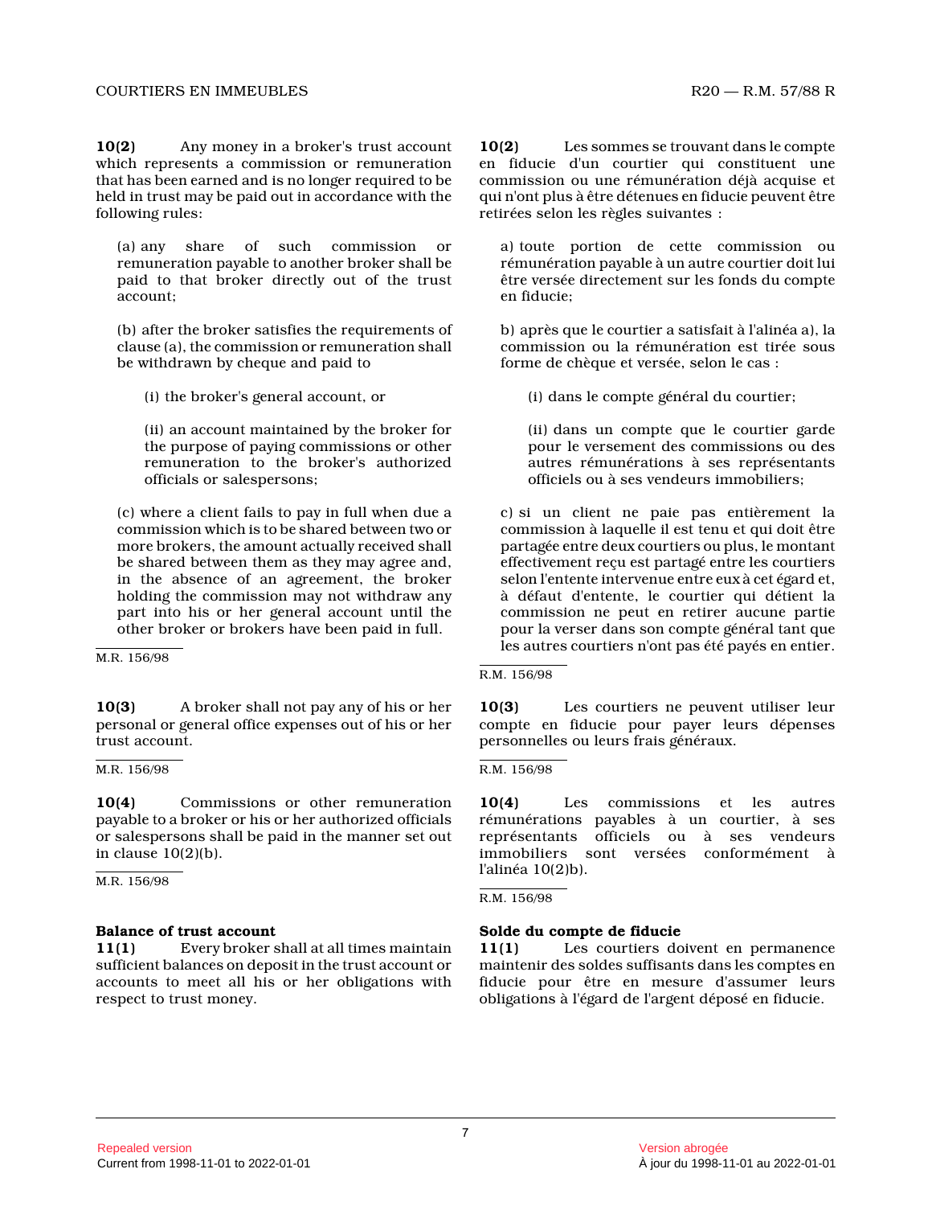**10(2)** Any money in a broker's trust account which represents a commission or remuneration that has been earned and is no longer required to be held in trust may be paid out in accordance with the following rules:

(a) any share of such commission or remuneration payable to another broker shall be paid to that broker directly out of the trust account;

(b) after the broker satisfies the requirements of clause (a), the commission or remuneration shall be withdrawn by cheque and paid to

(i) the broker's general account, or

(ii) an account maintained by the broker for the purpose of paying commissions or other remuneration to the broker's authorized officials or salespersons;

(c) where a client fails to pay in full when due a commission which is to be shared between two or more brokers, the amount actually received shall be shared between them as they may agree and, in the absence of an agreement, the broker holding the commission may not withdraw any part into his or her general account until the other broker or brokers have been paid in full.

M.R. 156/98

**10(3)** A broker shall not pay any of his or her personal or general office expenses out of his or her trust account.

M.R. 156/98

**10(4)** Commissions or other remuneration payable to a broker or his or her authorized officials or salespersons shall be paid in the manner set out in clause 10(2)(b).

M.R. 156/98

**Balance of trust account**

**11(1)** Every broker shall at all times maintain sufficient balances on deposit in the trust account or accounts to meet all his or her obligations with respect to trust money.

**10(2)** Les sommes se trouvant dans le compte en fiducie d'un courtier qui constituent une commission ou une rémunération déjà acquise et qui n'ont plus à être détenues en fiducie peuvent être retirées selon les règles suivantes :

a) toute portion de cette commission ou rémunération payable à un autre courtier doit lui être versée directement sur les fonds du compte en fiducie;

b) après que le courtier a satisfait à l'alinéa a), la commission ou la rémunération est tirée sous forme de chèque et versée, selon le cas :

(i) dans le compte général du courtier;

(ii) dans un compte que le courtier garde pour le versement des commissions ou des autres rémunérations à ses représentants officiels ou à ses vendeurs immobiliers;

c) si un client ne paie pas entièrement la commission à laquelle il est tenu et qui doit être partagée entre deux courtiers ou plus, le montant effectivement reçu est partagé entre les courtiers selon l'entente intervenue entre eux à cet égard et, à défaut d'entente, le courtier qui détient la commission ne peut en retirer aucune partie pour la verser dans son compte général tant que les autres courtiers n'ont pas été payés en entier.

R.M. 156/98

**10(3)** Les courtiers ne peuvent utiliser leur compte en fiducie pour payer leurs dépenses personnelles ou leurs frais généraux.

R.M. 156/98

**10(4)** Les commissions et les autres rémunérations payables à un courtier, à ses représentants officiels ou à ses vendeurs immobiliers sont versées conformément à l'alinéa 10(2)b).

R.M. 156/98

**Solde du compte de fiducie**

**11(1)** Les courtiers doivent en permanence maintenir des soldes suffisants dans les comptes en fiducie pour être en mesure d'assumer leurs obligations à l'égard de l'argent déposé en fiducie.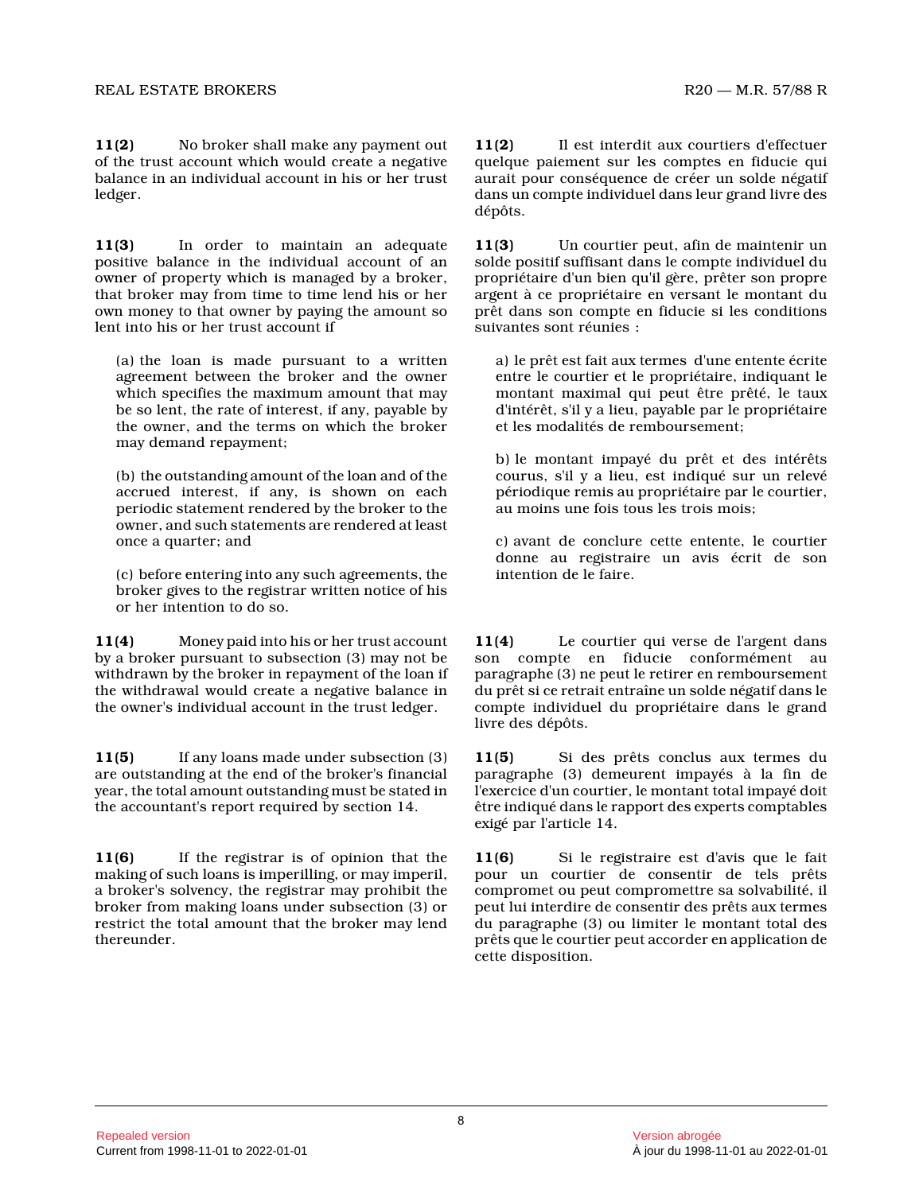**11(2)** No broker shall make any payment out of the trust account which would create a negative balance in an individual account in his or her trust ledger.

**11(3)** In order to maintain an adequate positive balance in the individual account of an owner of property which is managed by a broker, that broker may from time to time lend his or her own money to that owner by paying the amount so lent into his or her trust account if

(a) the loan is made pursuant to a written agreement between the broker and the owner which specifies the maximum amount that may be so lent, the rate of interest, if any, payable by the owner, and the terms on which the broker may demand repayment;

(b) the outstanding amount of the loan and of the accrued interest, if any, is shown on each periodic statement rendered by the broker to the owner, and such statements are rendered at least once a quarter; and

(c) before entering into any such agreements, the broker gives to the registrar written notice of his or her intention to do so.

**11(4)** Money paid into his or her trust account by a broker pursuant to subsection (3) may not be withdrawn by the broker in repayment of the loan if the withdrawal would create a negative balance in the owner's individual account in the trust ledger.

**11(5)** If any loans made under subsection (3) are outstanding at the end of the broker's financial year, the total amount outstanding must be stated in the accountant's report required by section 14.

**11(6)** If the registrar is of opinion that the making of such loans is imperilling, or may imperil, a broker's solvency, the registrar may prohibit the broker from making loans under subsection (3) or restrict the total amount that the broker may lend thereunder.

**11(2)** Il est interdit aux courtiers d'effectuer quelque paiement sur les comptes en fiducie qui aurait pour conséquence de créer un solde négatif dans un compte individuel dans leur grand livre des dépôts.

**11(3)** Un courtier peut, afin de maintenir un solde positif suffisant dans le compte individuel du propriétaire d'un bien qu'il gère, prêter son propre argent à ce propriétaire en versant le montant du prêt dans son compte en fiducie si les conditions suivantes sont réunies :

a) le prêt est fait aux termes d'une entente écrite entre le courtier et le propriétaire, indiquant le montant maximal qui peut être prêté, le taux d'intérêt, s'il y a lieu, payable par le propriétaire et les modalités de remboursement;

b) le montant impayé du prêt et des intérêts courus, s'il y a lieu, est indiqué sur un relevé périodique remis au propriétaire par le courtier, au moins une fois tous les trois mois;

c) avant de conclure cette entente, le courtier donne au registraire un avis écrit de son intention de le faire.

**11(4)** Le courtier qui verse de l'argent dans son compte en fiducie conformément au paragraphe (3) ne peut le retirer en remboursement du prêt si ce retrait entraîne un solde négatif dans le compte individuel du propriétaire dans le grand livre des dépôts.

**11(5)** Si des prêts conclus aux termes du paragraphe (3) demeurent impayés à la fin de l'exercice d'un courtier, le montant total impayé doit être indiqué dans le rapport des experts comptables exigé par l'article 14.

**11(6)** Si le registraire est d'avis que le fait pour un courtier de consentir de tels prêts compromet ou peut compromettre sa solvabilité, il peut lui interdire de consentir des prêts aux termes du paragraphe (3) ou limiter le montant total des prêts que le courtier peut accorder en application de cette disposition.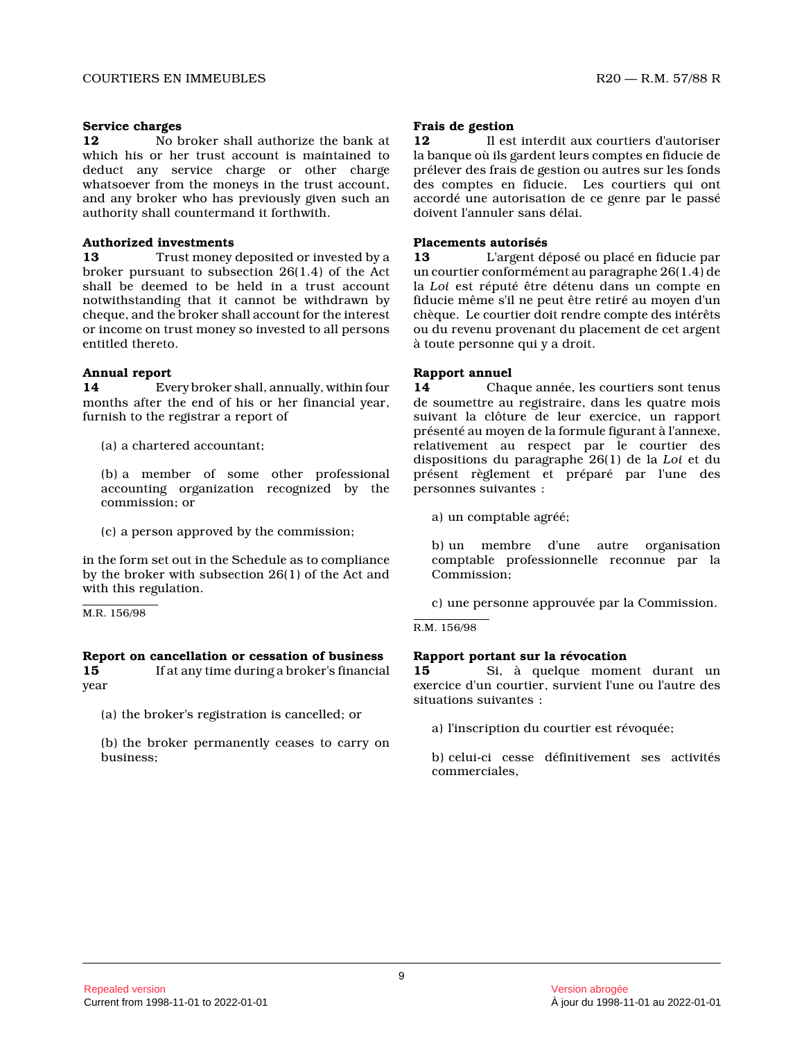**Service charges**

**12** No broker shall authorize the bank at which his or her trust account is maintained to deduct any service charge or other charge whatsoever from the moneys in the trust account, and any broker who has previously given such an authority shall countermand it forthwith.

**Authorized investments**

**13** Trust money deposited or invested by a broker pursuant to subsection 26(1.4) of the Act shall be deemed to be held in a trust account notwithstanding that it cannot be withdrawn by cheque, and the broker shall account for the interest or income on trust money so invested to all persons entitled thereto.

**Annual report**

**14** Every broker shall, annually, within four months after the end of his or her financial year, furnish to the registrar a report of

(a) a chartered accountant;

(b) a member of some other professional accounting organization recognized by the commission; or

(c) a person approved by the commission;

in the form set out in the Schedule as to compliance by the broker with subsection 26(1) of the Act and with this regulation.

M.R. 156/98

**Report on cancellation or cessation of business**

**15** If at any time during a broker's financial year

(a) the broker's registration is cancelled; or

(b) the broker permanently ceases to carry on business;

**Frais de gestion**

**12** Il est interdit aux courtiers d'autoriser la banque où ils gardent leurs comptes en fiducie de prélever des frais de gestion ou autres sur les fonds des comptes en fiducie. Les courtiers qui ont accordé une autorisation de ce genre par le passé doivent l'annuler sans délai.

**Placements autorisés**

**13** L'argent déposé ou placé en fiducie par un courtier conformément au paragraphe 26(1.4) de la *Loi* est réputé être détenu dans un compte en fiducie même s'il ne peut être retiré au moyen d'un chèque. Le courtier doit rendre compte des intérêts ou du revenu provenant du placement de cet argent à toute personne qui y a droit.

**Rapport annuel**

**14** Chaque année, les courtiers sont tenus de soumettre au registraire, dans les quatre mois suivant la clôture de leur exercice, un rapport présenté au moyen de la formule figurant à l'annexe, relativement au respect par le courtier des dispositions du paragraphe 26(1) de la *Loi* et du présent règlement et préparé par l'une des personnes suivantes :

a) un comptable agréé;

b) un membre d'une autre organisation comptable professionnelle reconnue par la Commission;

c) une personne approuvée par la Commission.

R.M. 156/98

**Rapport portant sur la révocation**

**15** Si, à quelque moment durant un exercice d'un courtier, survient l'une ou l'autre des situations suivantes :

a) l'inscription du courtier est révoquée;

b) celui-ci cesse définitivement ses activités commerciales,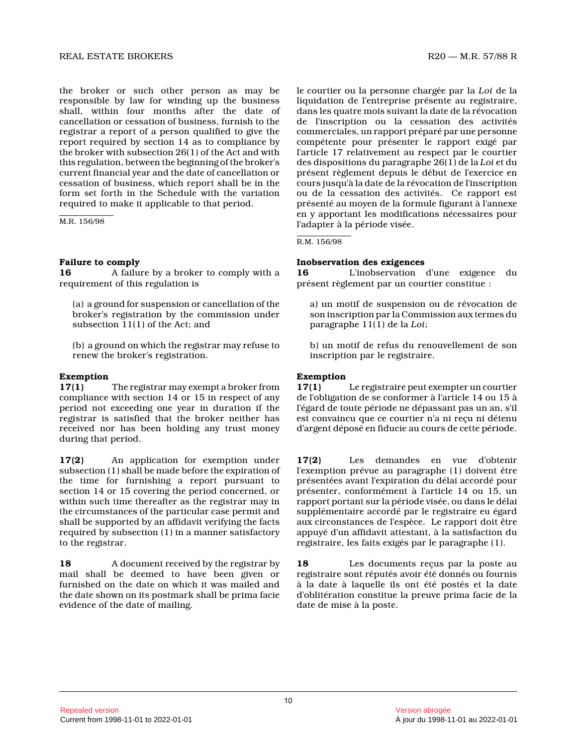the broker or such other person as may be responsible by law for winding up the business shall, within four months after the date of cancellation or cessation of business, furnish to the registrar a report of a person qualified to give the report required by section 14 as to compliance by the broker with subsection 26(1) of the Act and with this regulation, between the beginning of the broker's current financial year and the date of cancellation or cessation of business, which report shall be in the form set forth in the Schedule with the variation required to make it applicable to that period.

M.R. 156/98

le courtier ou la personne chargée par la *Loi* de la liquidation de l'entreprise présente au registraire, dans les quatre mois suivant la date de la révocation de l'inscription ou la cessation des activités commerciales, un rapport préparé par une personne compétente pour présenter le rapport exigé par l'article 17 relativement au respect par le courtier des dispositions du paragraphe 26(1) de la *Loi* et du présent règlement depuis le début de l'exercice en cours jusqu'à la date de la révocation de l'inscription ou de la cessation des activités. Ce rapport est présenté au moyen de la formule figurant à l'annexe en y apportant les modifications nécessaires pour l'adapter à la période visée.

R.M. 156/98

**Failure to comply**

**16** A failure by a broker to comply with a requirement of this regulation is

(a) a ground for suspension or cancellation of the broker's registration by the commission under subsection 11(1) of the Act; and

(b) a ground on which the registrar may refuse to renew the broker's registration.

**Inobservation des exigences**

**16** L'inobservation d'une exigence du présent règlement par un courtier constitue :

a) un motif de suspension ou de révocation de son inscription par la Commission aux termes du paragraphe 11(1) de la *Loi*;

b) un motif de refus du renouvellement de son inscription par le registraire.

**Exemption**

**17(1)** The registrar may exempt a broker from compliance with section 14 or 15 in respect of any period not exceeding one year in duration if the registrar is satisfied that the broker neither has received nor has been holding any trust money during that period.

**17(2)** An application for exemption under subsection (1) shall be made before the expiration of the time for furnishing a report pursuant to section 14 or 15 covering the period concerned, or within such time thereafter as the registrar may in the circumstances of the particular case permit and shall be supported by an affidavit verifying the facts required by subsection (1) in a manner satisfactory to the registrar.

**18** A document received by the registrar by mail shall be deemed to have been given or furnished on the date on which it was mailed and the date shown on its postmark shall be prima facie evidence of the date of mailing.

**Exemption**

**17(1)** Le registraire peut exempter un courtier de l'obligation de se conformer à l'article 14 ou 15 à l'égard de toute période ne dépassant pas un an, s'il est convaincu que ce courtier n'a ni reçu ni détenu d'argent déposé en fiducie au cours de cette période.

**17(2)** Les demandes en vue d'obtenir l'exemption prévue au paragraphe (1) doivent être présentées avant l'expiration du délai accordé pour présenter, conformément à l'article 14 ou 15, un rapport portant sur la période visée, ou dans le délai supplémentaire accordé par le registraire eu égard aux circonstances de l'espèce. Le rapport doit être appuyé d'un affidavit attestant, à la satisfaction du registraire, les faits exigés par le paragraphe (1).

**18** Les documents reçus par la poste au registraire sont réputés avoir été donnés ou fournis à la date à laquelle ils ont été postés et la date d'oblitération constitue la preuve prima facie de la date de mise à la poste.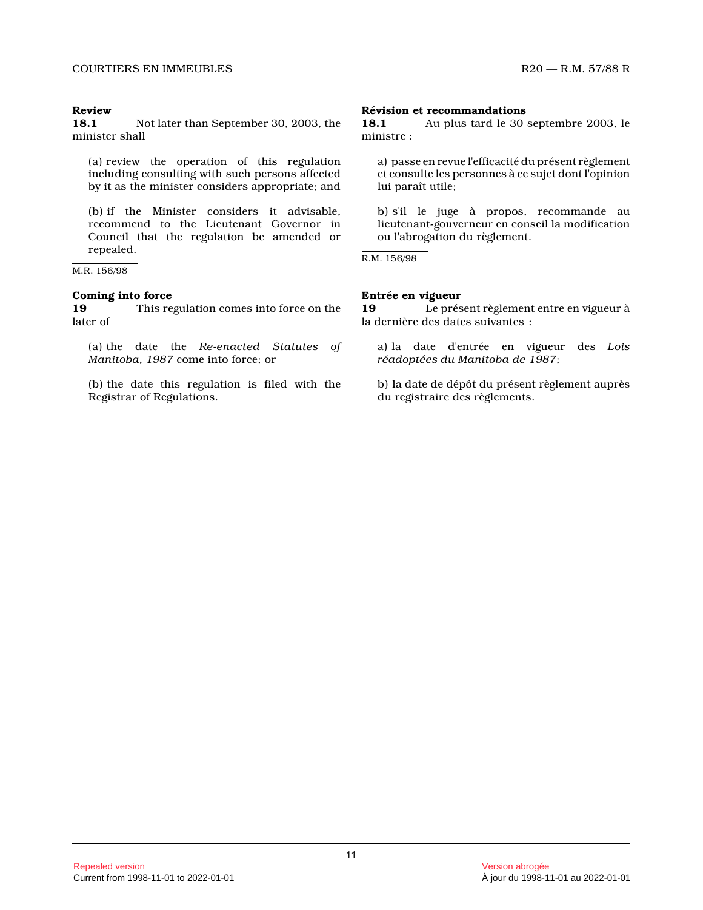**Review**

**18.1** Not later than September 30, 2003, the minister shall

(a) review the operation of this regulation including consulting with such persons affected by it as the minister considers appropriate; and

(b) if the Minister considers it advisable, recommend to the Lieutenant Governor in Council that the regulation be amended or repealed.

M.R. 156/98

**Coming into force**

**19** This regulation comes into force on the later of

(a) the date the *Re-enacted Statutes of Manitoba, 1987* come into force; or

(b) the date this regulation is filed with the Registrar of Regulations.

**Révision et recommandations**

**18.1** Au plus tard le 30 septembre 2003, le ministre :

a) passe en revue l'efficacité du présent règlement et consulte les personnes à ce sujet dont l'opinion lui paraît utile;

b) s'il le juge à propos, recommande au lieutenant-gouverneur en conseil la modification ou l'abrogation du règlement.

R.M. 156/98

**Entrée en vigueur**

**19** Le présent règlement entre en vigueur à la dernière des dates suivantes :

a) la date d'entrée en vigueur des *Lois réadoptées du Manitoba de 1987*;

b) la date de dépôt du présent règlement auprès du registraire des règlements.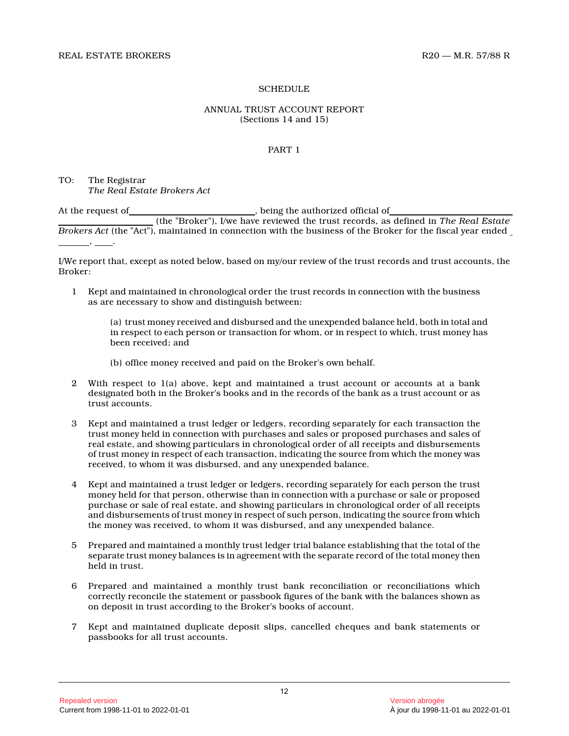## SCHEDULE

### ANNUAL TRUST ACCOUNT REPORT
(Sections 14 and 15)

### PART 1

TO: The Registrar
*The Real Estate Brokers Act*

At the request of \_\_\_\_\_\_\_\_\_\_\_\_\_\_\_\_\_\_\_\_\_\_\_\_\_\_, being the authorized official of \_\_\_\_\_\_\_\_\_\_\_\_\_\_\_\_\_\_\_\_\_\_\_\_\_\_ \_\_\_\_\_\_\_\_\_\_\_\_\_\_\_\_\_\_\_\_ (the "Broker"), I/we have reviewed the trust records, as defined in *The Real Estate Brokers Act* (the "Act"), maintained in connection with the business of the Broker for the fiscal year ended \_\_\_\_\_\_\_, \_\_\_\_.

I/We report that, except as noted below, based on my/our review of the trust records and trust accounts, the Broker:

1 Kept and maintained in chronological order the trust records in connection with the business as are necessary to show and distinguish between:

(a) trust money received and disbursed and the unexpended balance held, both in total and in respect to each person or transaction for whom, or in respect to which, trust money has been received; and

(b) office money received and paid on the Broker's own behalf.

2 With respect to 1(a) above, kept and maintained a trust account or accounts at a bank designated both in the Broker's books and in the records of the bank as a trust account or as trust accounts.

3 Kept and maintained a trust ledger or ledgers, recording separately for each transaction the trust money held in connection with purchases and sales or proposed purchases and sales of real estate, and showing particulars in chronological order of all receipts and disbursements of trust money in respect of each transaction, indicating the source from which the money was received, to whom it was disbursed, and any unexpended balance.

4 Kept and maintained a trust ledger or ledgers, recording separately for each person the trust money held for that person, otherwise than in connection with a purchase or sale or proposed purchase or sale of real estate, and showing particulars in chronological order of all receipts and disbursements of trust money in respect of such person, indicating the source from which the money was received, to whom it was disbursed, and any unexpended balance.

5 Prepared and maintained a monthly trust ledger trial balance establishing that the total of the separate trust money balances is in agreement with the separate record of the total money then held in trust.

6 Prepared and maintained a monthly trust bank reconciliation or reconciliations which correctly reconcile the statement or passbook figures of the bank with the balances shown as on deposit in trust according to the Broker's books of account.

7 Kept and maintained duplicate deposit slips, cancelled cheques and bank statements or passbooks for all trust accounts.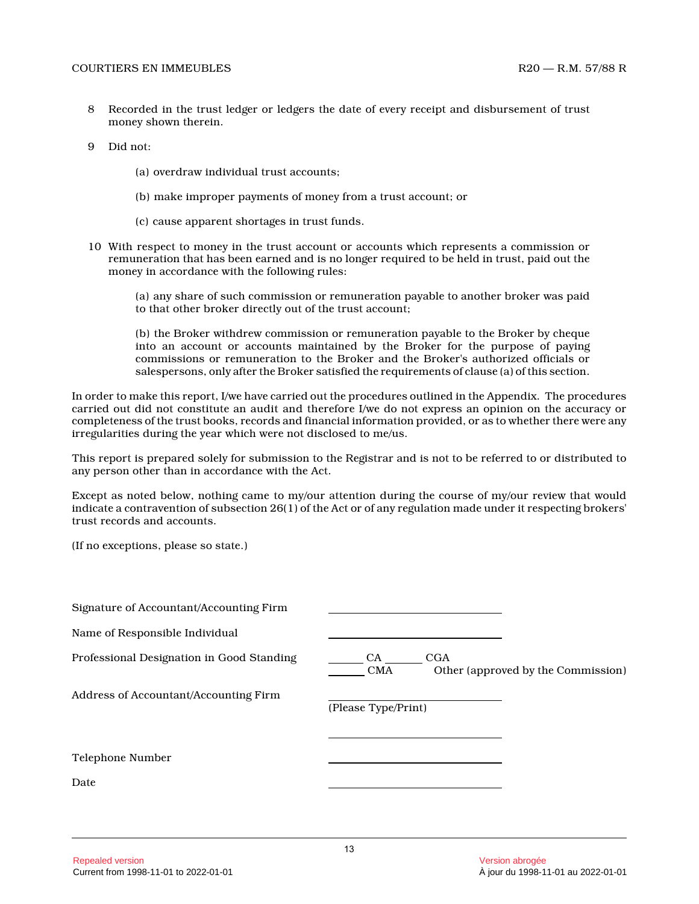8 Recorded in the trust ledger or ledgers the date of every receipt and disbursement of trust money shown therein.

9 Did not:

(a) overdraw individual trust accounts;

(b) make improper payments of money from a trust account; or

(c) cause apparent shortages in trust funds.

10 With respect to money in the trust account or accounts which represents a commission or remuneration that has been earned and is no longer required to be held in trust, paid out the money in accordance with the following rules:

(a) any share of such commission or remuneration payable to another broker was paid to that other broker directly out of the trust account;

(b) the Broker withdrew commission or remuneration payable to the Broker by cheque into an account or accounts maintained by the Broker for the purpose of paying commissions or remuneration to the Broker and the Broker's authorized officials or salespersons, only after the Broker satisfied the requirements of clause (a) of this section.

In order to make this report, I/we have carried out the procedures outlined in the Appendix. The procedures carried out did not constitute an audit and therefore I/we do not express an opinion on the accuracy or completeness of the trust books, records and financial information provided, or as to whether there were any irregularities during the year which were not disclosed to me/us.

This report is prepared solely for submission to the Registrar and is not to be referred to or distributed to any person other than in accordance with the Act.

Except as noted below, nothing came to my/our attention during the course of my/our review that would indicate a contravention of subsection 26(1) of the Act or of any regulation made under it respecting brokers' trust records and accounts.

(If no exceptions, please so state.)

Signature of Accountant/Accounting Firm ______________________

Name of Responsible Individual ______________________

Professional Designation in Good Standing ______ CA ______ CGA ______ CMA Other (approved by the Commission)

Address of Accountant/Accounting Firm ______________________
(Please Type/Print)

______________________

Telephone Number ______________________

Date ______________________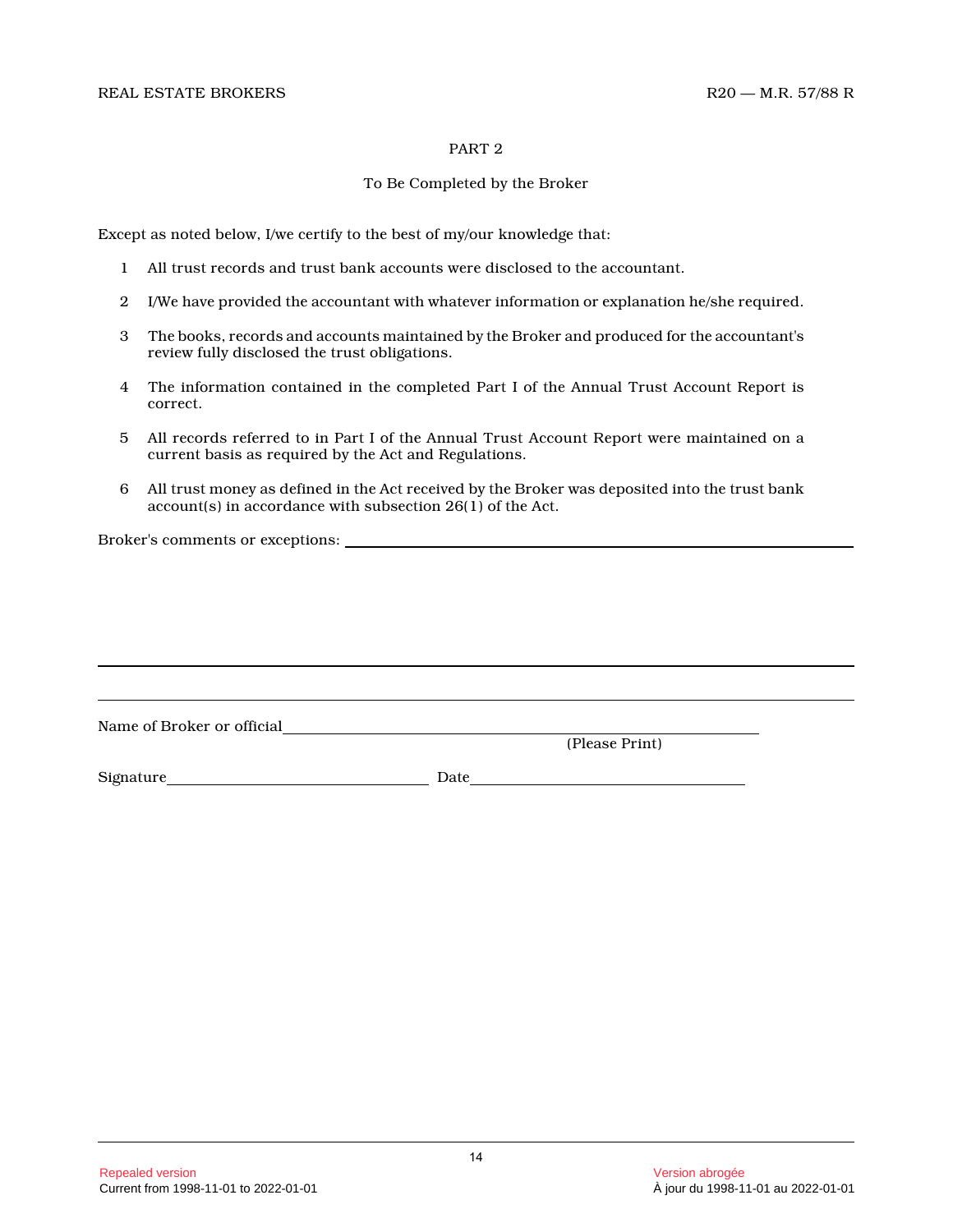## PART 2

### To Be Completed by the Broker

Except as noted below, I/we certify to the best of my/our knowledge that:

1. All trust records and trust bank accounts were disclosed to the accountant.
2. I/We have provided the accountant with whatever information or explanation he/she required.
3. The books, records and accounts maintained by the Broker and produced for the accountant's review fully disclosed the trust obligations.
4. The information contained in the completed Part I of the Annual Trust Account Report is correct.
5. All records referred to in Part I of the Annual Trust Account Report were maintained on a current basis as required by the Act and Regulations.
6. All trust money as defined in the Act received by the Broker was deposited into the trust bank account(s) in accordance with subsection 26(1) of the Act.

Broker's comments or exceptions: ______________________________________________

___________________________________________________________________________

___________________________________________________________________________

Name of Broker or official ______________________________________________
(Please Print)

Signature ______________________________ Date ______________________________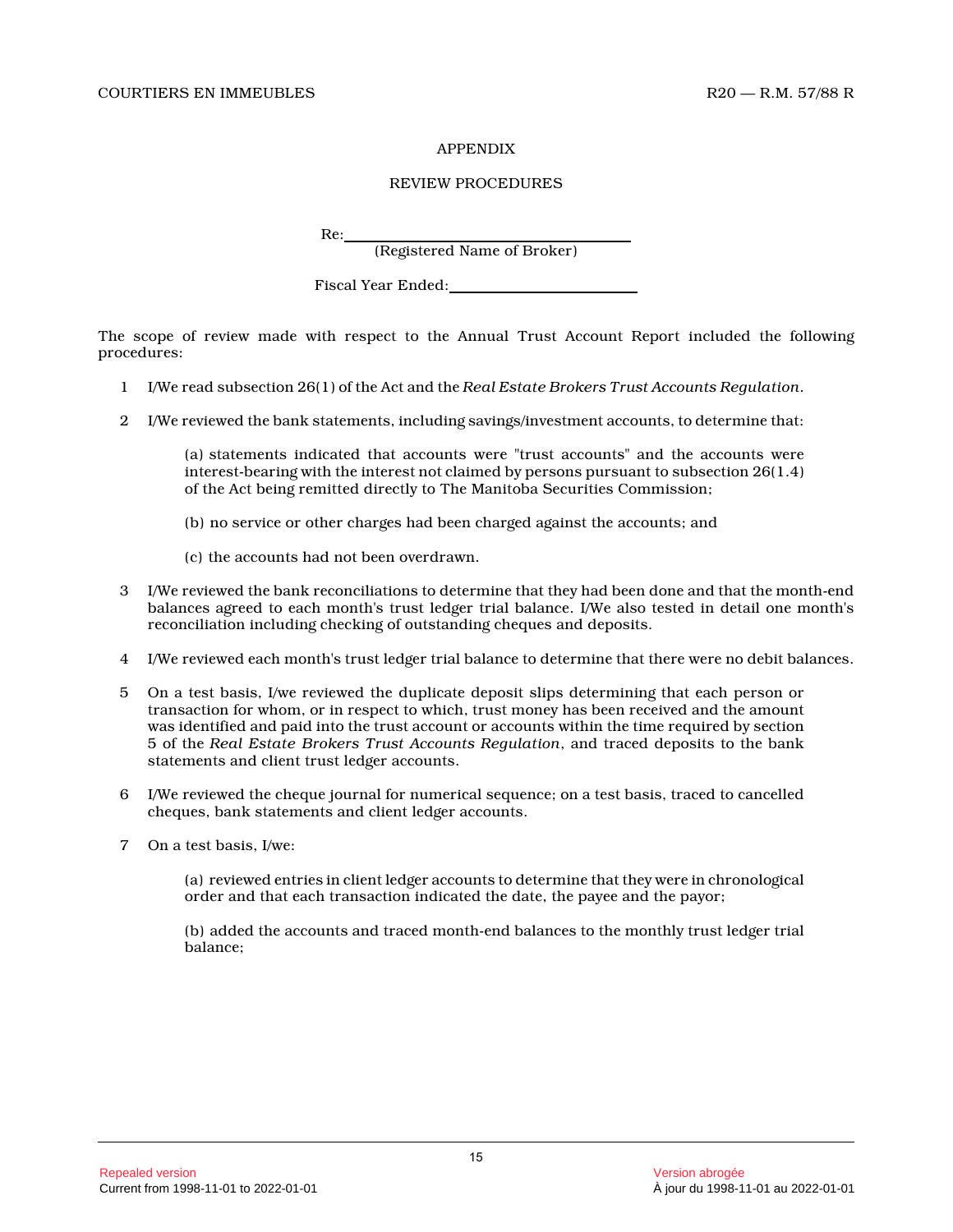## APPENDIX

## REVIEW PROCEDURES

Re: ______________________________
(Registered Name of Broker)

Fiscal Year Ended: ______________________

The scope of review made with respect to the Annual Trust Account Report included the following procedures:

1 I/We read subsection 26(1) of the Act and the *Real Estate Brokers Trust Accounts Regulation*.

2 I/We reviewed the bank statements, including savings/investment accounts, to determine that:

(a) statements indicated that accounts were "trust accounts" and the accounts were interest-bearing with the interest not claimed by persons pursuant to subsection 26(1.4) of the Act being remitted directly to The Manitoba Securities Commission;

(b) no service or other charges had been charged against the accounts; and

(c) the accounts had not been overdrawn.

3 I/We reviewed the bank reconciliations to determine that they had been done and that the month-end balances agreed to each month's trust ledger trial balance. I/We also tested in detail one month's reconciliation including checking of outstanding cheques and deposits.

4 I/We reviewed each month's trust ledger trial balance to determine that there were no debit balances.

5 On a test basis, I/we reviewed the duplicate deposit slips determining that each person or transaction for whom, or in respect to which, trust money has been received and the amount was identified and paid into the trust account or accounts within the time required by section 5 of the *Real Estate Brokers Trust Accounts Regulation*, and traced deposits to the bank statements and client trust ledger accounts.

6 I/We reviewed the cheque journal for numerical sequence; on a test basis, traced to cancelled cheques, bank statements and client ledger accounts.

7 On a test basis, I/we:

(a) reviewed entries in client ledger accounts to determine that they were in chronological order and that each transaction indicated the date, the payee and the payor;

(b) added the accounts and traced month-end balances to the monthly trust ledger trial balance;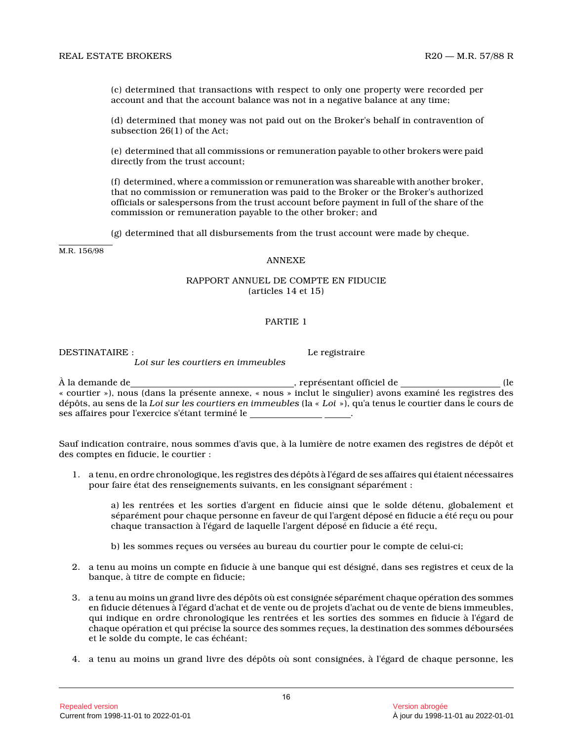(c) determined that transactions with respect to only one property were recorded per account and that the account balance was not in a negative balance at any time;

(d) determined that money was not paid out on the Broker's behalf in contravention of subsection 26(1) of the Act;

(e) determined that all commissions or remuneration payable to other brokers were paid directly from the trust account;

(f) determined, where a commission or remuneration was shareable with another broker, that no commission or remuneration was paid to the Broker or the Broker's authorized officials or salespersons from the trust account before payment in full of the share of the commission or remuneration payable to the other broker; and

(g) determined that all disbursements from the trust account were made by cheque.

M.R. 156/98

ANNEXE

RAPPORT ANNUEL DE COMPTE EN FIDUCIE
(articles 14 et 15)

PARTIE 1

DESTINATAIRE : Le registraire
*Loi sur les courtiers en immeubles*

À la demande de ________________________________, représentant officiel de ____________________ (le « courtier »), nous (dans la présente annexe, « nous » inclut le singulier) avons examiné les registres des dépôts, au sens de la *Loi sur les courtiers en immeubles* (la « *Loi* »), qu'a tenus le courtier dans le cours de ses affaires pour l'exercice s'étant terminé le _______________ ______.

Sauf indication contraire, nous sommes d'avis que, à la lumière de notre examen des registres de dépôt et des comptes en fiducie, le courtier :

1. a tenu, en ordre chronologique, les registres des dépôts à l'égard de ses affaires qui étaient nécessaires pour faire état des renseignements suivants, en les consignant séparément :

   a) les rentrées et les sorties d'argent en fiducie ainsi que le solde détenu, globalement et séparément pour chaque personne en faveur de qui l'argent déposé en fiducie a été reçu ou pour chaque transaction à l'égard de laquelle l'argent déposé en fiducie a été reçu,

   b) les sommes reçues ou versées au bureau du courtier pour le compte de celui-ci;

2. a tenu au moins un compte en fiducie à une banque qui est désigné, dans ses registres et ceux de la banque, à titre de compte en fiducie;

3. a tenu au moins un grand livre des dépôts où est consignée séparément chaque opération des sommes en fiducie détenues à l'égard d'achat et de vente ou de projets d'achat ou de vente de biens immeubles, qui indique en ordre chronologique les rentrées et les sorties des sommes en fiducie à l'égard de chaque opération et qui précise la source des sommes reçues, la destination des sommes déboursées et le solde du compte, le cas échéant;

4. a tenu au moins un grand livre des dépôts où sont consignées, à l'égard de chaque personne, les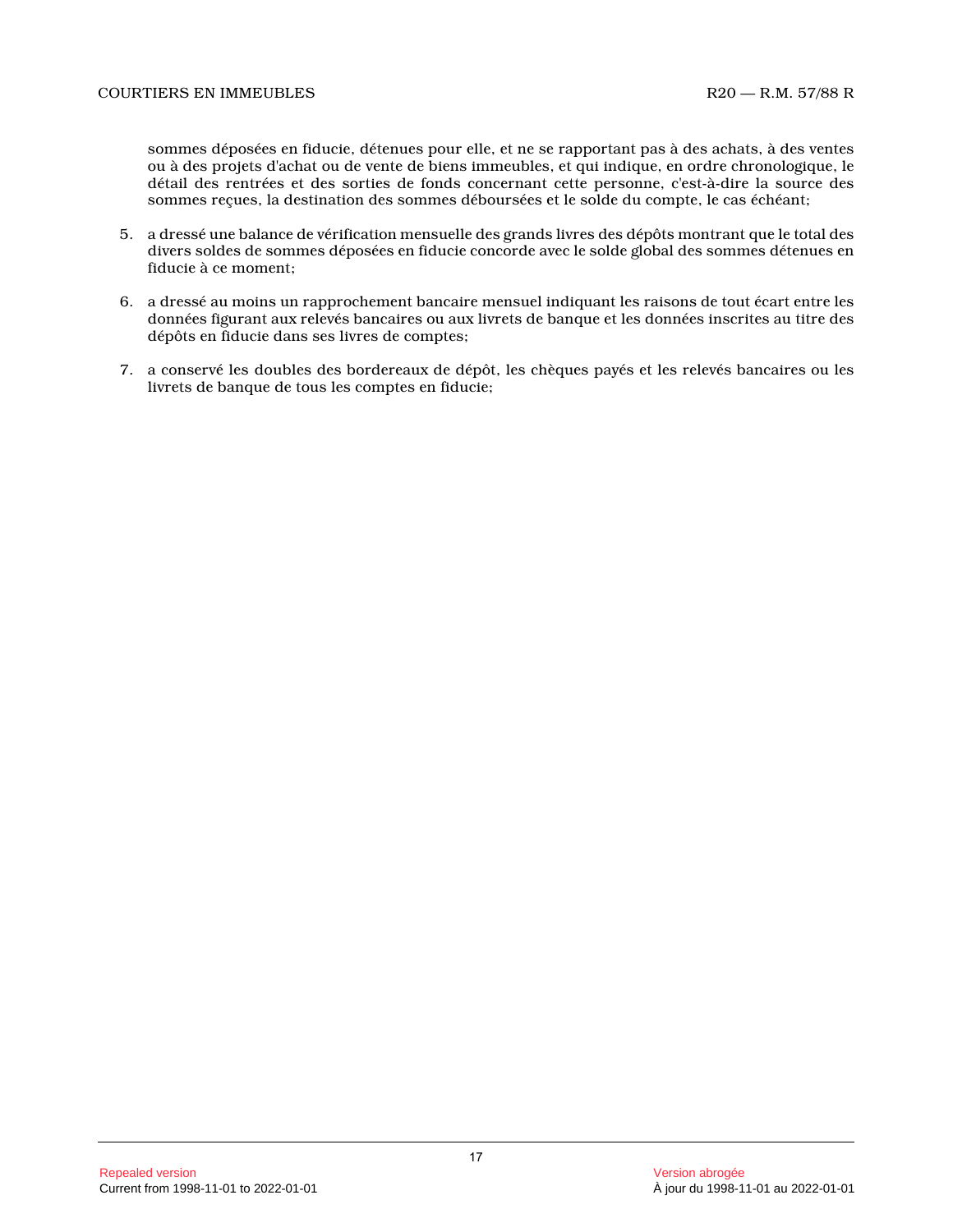sommes déposées en fiducie, détenues pour elle, et ne se rapportant pas à des achats, à des ventes ou à des projets d'achat ou de vente de biens immeubles, et qui indique, en ordre chronologique, le détail des rentrées et des sorties de fonds concernant cette personne, c'est-à-dire la source des sommes reçues, la destination des sommes déboursées et le solde du compte, le cas échéant;

5. a dressé une balance de vérification mensuelle des grands livres des dépôts montrant que le total des divers soldes de sommes déposées en fiducie concorde avec le solde global des sommes détenues en fiducie à ce moment;

6. a dressé au moins un rapprochement bancaire mensuel indiquant les raisons de tout écart entre les données figurant aux relevés bancaires ou aux livrets de banque et les données inscrites au titre des dépôts en fiducie dans ses livres de comptes;

7. a conservé les doubles des bordereaux de dépôt, les chèques payés et les relevés bancaires ou les livrets de banque de tous les comptes en fiducie;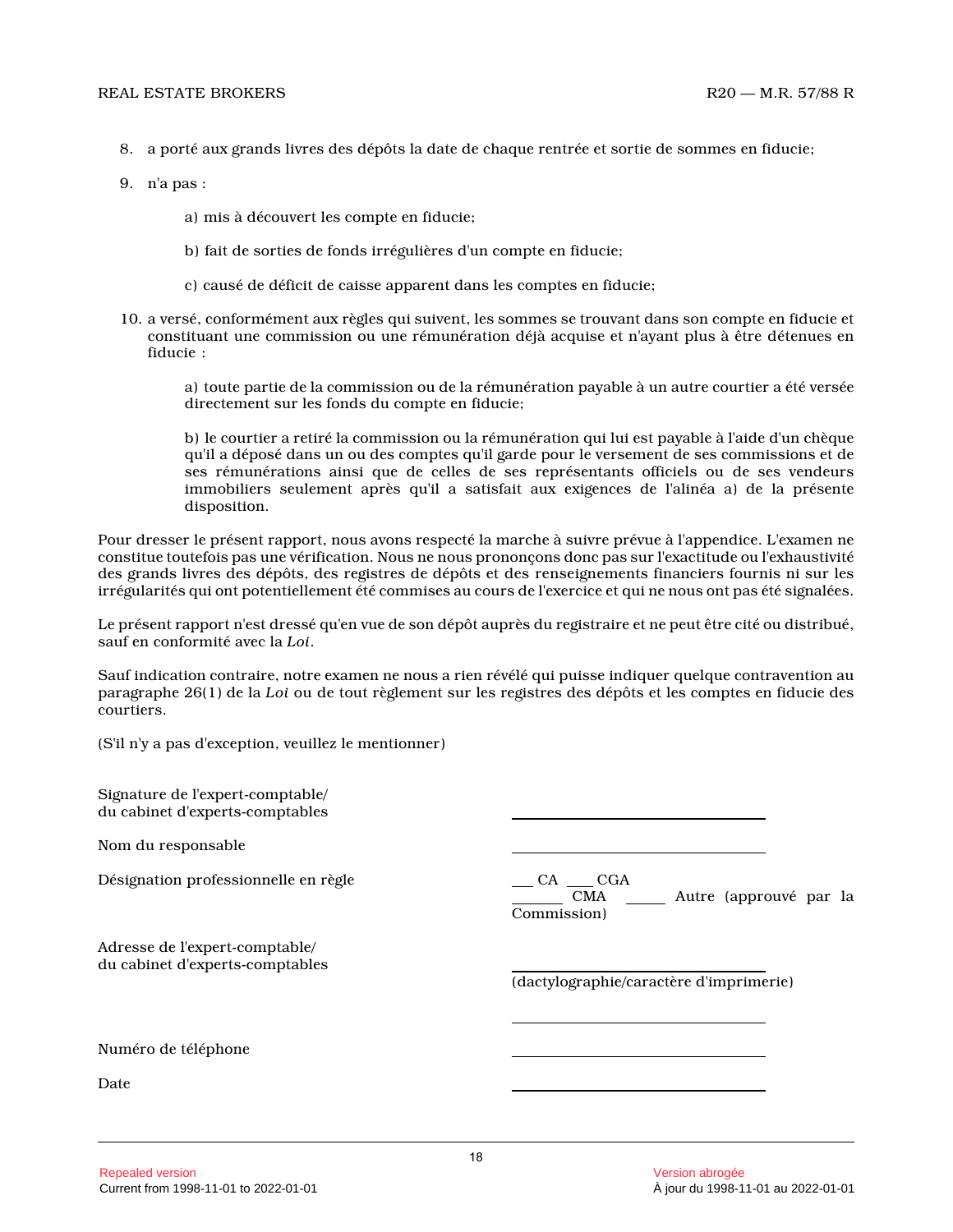8. a porté aux grands livres des dépôts la date de chaque rentrée et sortie de sommes en fiducie;

9. n'a pas :

   a) mis à découvert les compte en fiducie;

   b) fait de sorties de fonds irrégulières d'un compte en fiducie;

   c) causé de déficit de caisse apparent dans les comptes en fiducie;

10. a versé, conformément aux règles qui suivent, les sommes se trouvant dans son compte en fiducie et constituant une commission ou une rémunération déjà acquise et n'ayant plus à être détenues en fiducie :

    a) toute partie de la commission ou de la rémunération payable à un autre courtier a été versée directement sur les fonds du compte en fiducie;

    b) le courtier a retiré la commission ou la rémunération qui lui est payable à l'aide d'un chèque qu'il a déposé dans un ou des comptes qu'il garde pour le versement de ses commissions et de ses rémunérations ainsi que de celles de ses représentants officiels ou de ses vendeurs immobiliers seulement après qu'il a satisfait aux exigences de l'alinéa a) de la présente disposition.

Pour dresser le présent rapport, nous avons respecté la marche à suivre prévue à l'appendice. L'examen ne constitue toutefois pas une vérification. Nous ne nous prononçons donc pas sur l'exactitude ou l'exhaustivité des grands livres des dépôts, des registres de dépôts et des renseignements financiers fournis ni sur les irrégularités qui ont potentiellement été commises au cours de l'exercice et qui ne nous ont pas été signalées.

Le présent rapport n'est dressé qu'en vue de son dépôt auprès du registraire et ne peut être cité ou distribué, sauf en conformité avec la *Loi*.

Sauf indication contraire, notre examen ne nous a rien révélé qui puisse indiquer quelque contravention au paragraphe 26(1) de la *Loi* ou de tout règlement sur les registres des dépôts et les comptes en fiducie des courtiers.

(S'il n'y a pas d'exception, veuillez le mentionner)

Signature de l'expert-comptable/
du cabinet d'experts-comptables ____________________

Nom du responsable ____________________

Désignation professionnelle en règle ___ CA ___ CGA _______ CMA _____ Autre (approuvé par la Commission)

Adresse de l'expert-comptable/
du cabinet d'experts-comptables ____________________
(dactylographie/caractère d'imprimerie)

____________________

Numéro de téléphone ____________________

Date ____________________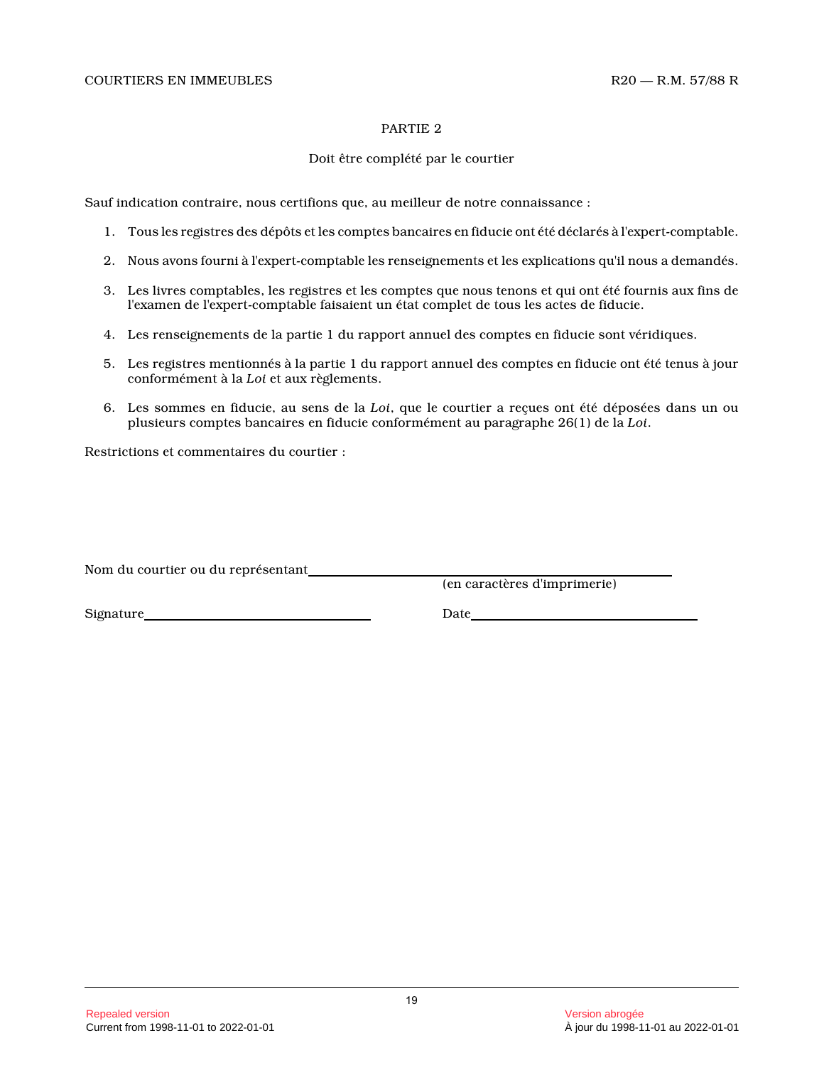## PARTIE 2

Doit être complété par le courtier

Sauf indication contraire, nous certifions que, au meilleur de notre connaissance :

1. Tous les registres des dépôts et les comptes bancaires en fiducie ont été déclarés à l'expert-comptable.
2. Nous avons fourni à l'expert-comptable les renseignements et les explications qu'il nous a demandés.
3. Les livres comptables, les registres et les comptes que nous tenons et qui ont été fournis aux fins de l'examen de l'expert-comptable faisaient un état complet de tous les actes de fiducie.
4. Les renseignements de la partie 1 du rapport annuel des comptes en fiducie sont véridiques.
5. Les registres mentionnés à la partie 1 du rapport annuel des comptes en fiducie ont été tenus à jour conformément à la *Loi* et aux règlements.
6. Les sommes en fiducie, au sens de la *Loi*, que le courtier a reçues ont été déposées dans un ou plusieurs comptes bancaires en fiducie conformément au paragraphe 26(1) de la *Loi*.

Restrictions et commentaires du courtier :

Nom du courtier ou du représentant ______________________________
(en caractères d'imprimerie)

Signature ______________________ Date ______________________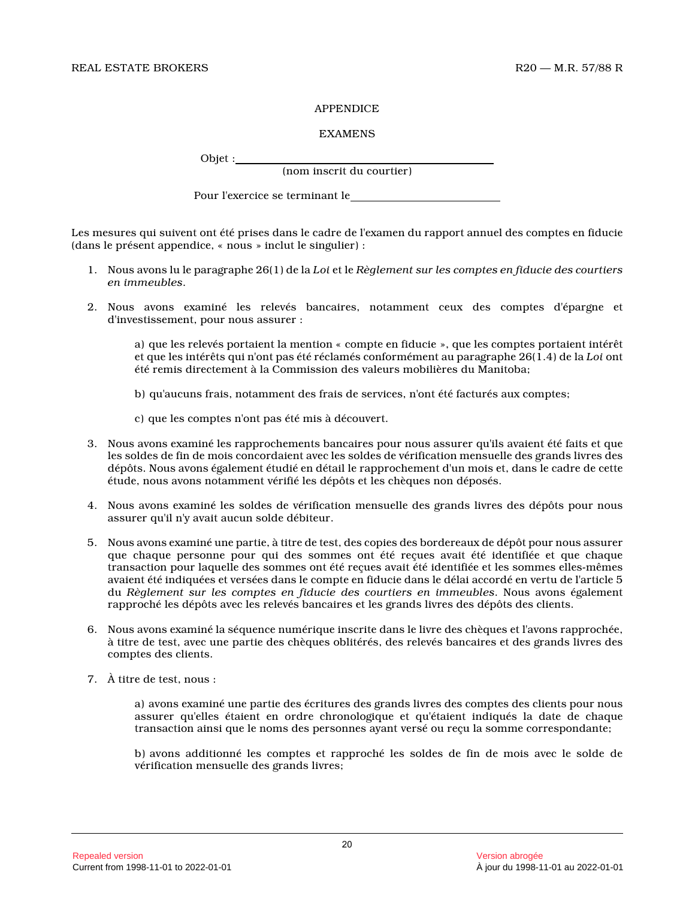APPENDICE

EXAMENS

Objet : \_\_\_\_\_\_\_\_\_\_\_\_\_\_\_\_\_\_\_\_\_\_\_\_\_\_\_\_\_\_\_\_\_\_\_\_\_\_\_\_
(nom inscrit du courtier)

Pour l'exercice se terminant le \_\_\_\_\_\_\_\_\_\_\_\_\_\_\_\_\_\_\_\_\_\_\_\_

Les mesures qui suivent ont été prises dans le cadre de l'examen du rapport annuel des comptes en fiducie (dans le présent appendice, « nous » inclut le singulier) :

1. Nous avons lu le paragraphe 26(1) de la *Loi* et le *Règlement sur les comptes en fiducie des courtiers en immeubles*.

2. Nous avons examiné les relevés bancaires, notamment ceux des comptes d'épargne et d'investissement, pour nous assurer :

   a) que les relevés portaient la mention « compte en fiducie », que les comptes portaient intérêt et que les intérêts qui n'ont pas été réclamés conformément au paragraphe 26(1.4) de la *Loi* ont été remis directement à la Commission des valeurs mobilières du Manitoba;

   b) qu'aucuns frais, notamment des frais de services, n'ont été facturés aux comptes;

   c) que les comptes n'ont pas été mis à découvert.

3. Nous avons examiné les rapprochements bancaires pour nous assurer qu'ils avaient été faits et que les soldes de fin de mois concordaient avec les soldes de vérification mensuelle des grands livres des dépôts. Nous avons également étudié en détail le rapprochement d'un mois et, dans le cadre de cette étude, nous avons notamment vérifié les dépôts et les chèques non déposés.

4. Nous avons examiné les soldes de vérification mensuelle des grands livres des dépôts pour nous assurer qu'il n'y avait aucun solde débiteur.

5. Nous avons examiné une partie, à titre de test, des copies des bordereaux de dépôt pour nous assurer que chaque personne pour qui des sommes ont été reçues avait été identifiée et que chaque transaction pour laquelle des sommes ont été reçues avait été identifiée et les sommes elles-mêmes avaient été indiquées et versées dans le compte en fiducie dans le délai accordé en vertu de l'article 5 du *Règlement sur les comptes en fiducie des courtiers en immeubles*. Nous avons également rapproché les dépôts avec les relevés bancaires et les grands livres des dépôts des clients.

6. Nous avons examiné la séquence numérique inscrite dans le livre des chèques et l'avons rapprochée, à titre de test, avec une partie des chèques oblitérés, des relevés bancaires et des grands livres des comptes des clients.

7. À titre de test, nous :

   a) avons examiné une partie des écritures des grands livres des comptes des clients pour nous assurer qu'elles étaient en ordre chronologique et qu'étaient indiqués la date de chaque transaction ainsi que le noms des personnes ayant versé ou reçu la somme correspondante;

   b) avons additionné les comptes et rapproché les soldes de fin de mois avec le solde de vérification mensuelle des grands livres;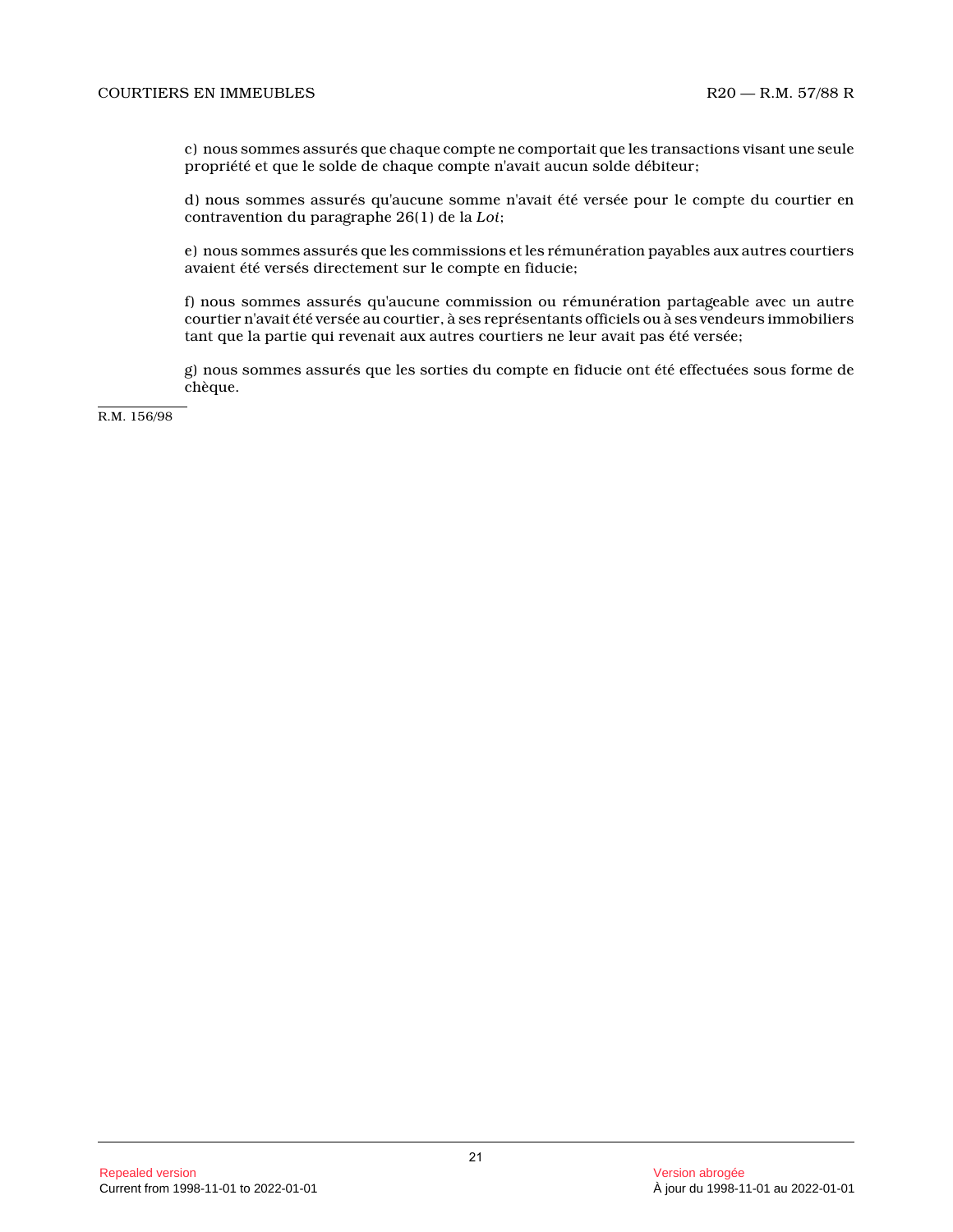c) nous sommes assurés que chaque compte ne comportait que les transactions visant une seule propriété et que le solde de chaque compte n'avait aucun solde débiteur;

d) nous sommes assurés qu'aucune somme n'avait été versée pour le compte du courtier en contravention du paragraphe 26(1) de la *Loi*;

e) nous sommes assurés que les commissions et les rémunération payables aux autres courtiers avaient été versés directement sur le compte en fiducie;

f) nous sommes assurés qu'aucune commission ou rémunération partageable avec un autre courtier n'avait été versée au courtier, à ses représentants officiels ou à ses vendeurs immobiliers tant que la partie qui revenait aux autres courtiers ne leur avait pas été versée;

g) nous sommes assurés que les sorties du compte en fiducie ont été effectuées sous forme de chèque.

R.M. 156/98